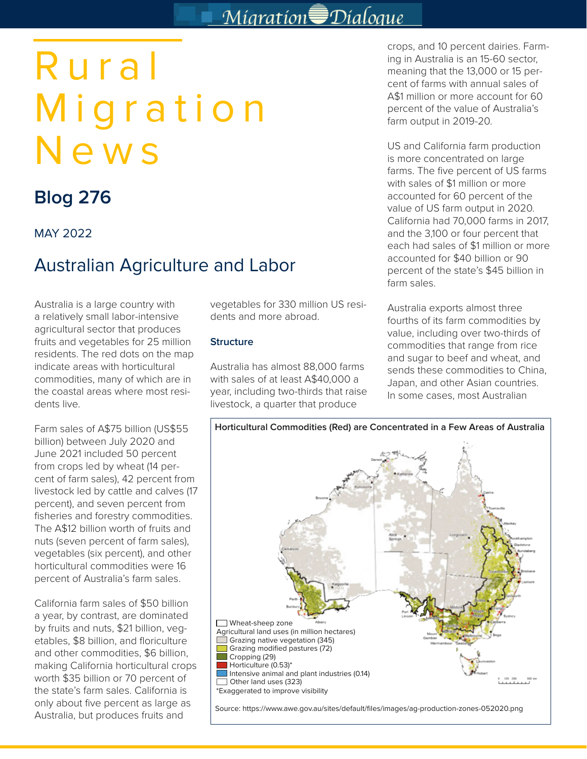# Rural Migration News

## Blog 276

MAY 2022

## Australian Agriculture and Labor

Australia is a large country with a relatively small labor-intensive agricultural sector that produces fruits and vegetables for 25 million residents. The red dots on the map indicate areas with horticultural commodities, many of which are in the coastal areas where most residents live.

Farm sales of A$75 billion (US$55 billion) between July 2020 and June 2021 included 50 percent from crops led by wheat (14 percent of farm sales), 42 percent from livestock led by cattle and calves (17 percent), and seven percent from fisheries and forestry commodities. The A$12 billion worth of fruits and nuts (seven percent of farm sales), vegetables (six percent), and other horticultural commodities were 16 percent of Australia's farm sales.

California farm sales of $50 billion a year, by contrast, are dominated by fruits and nuts, $21 billion, vegetables, $8 billion, and floriculture and other commodities, $6 billion, making California horticultural crops worth $35 billion or 70 percent of the state's farm sales. California is only about five percent as large as Australia, but produces fruits and vegetables for 330 million US residents and more abroad.

### Structure

Australia has almost 88,000 farms with sales of at least A$40,000 a year, including two-thirds that raise livestock, a quarter that produce crops, and 10 percent dairies. Farming in Australia is an 15-60 sector, meaning that the 13,000 or 15 percent of farms with annual sales of A$1 million or more account for 60 percent of the value of Australia's farm output in 2019-20.

US and California farm production is more concentrated on large farms. The five percent of US farms with sales of $1 million or more accounted for 60 percent of the value of US farm output in 2020. California had 70,000 farms in 2017, and the 3,100 or four percent that each had sales of $1 million or more accounted for $40 billion or 90 percent of the state's $45 billion in farm sales.

Australia exports almost three fourths of its farm commodities by value, including over two-thirds of commodities that range from rice and sugar to beef and wheat, and sends these commodities to China, Japan, and other Asian countries. In some cases, most Australian

**Horticultural Commodities (Red) are Concentrated in a Few Areas of Australia**

Wheat-sheep zone
Agricultural land uses (in million hectares)
- Grazing native vegetation (345)
- Grazing modified pastures (72)
- Cropping (29)
- Horticulture (0.53)*
- Intensive animal and plant industries (0.14)
- Other land uses (323)

*Exaggerated to improve visibility

Source: https://www.awe.gov.au/sites/default/files/images/ag-production-zones-052020.png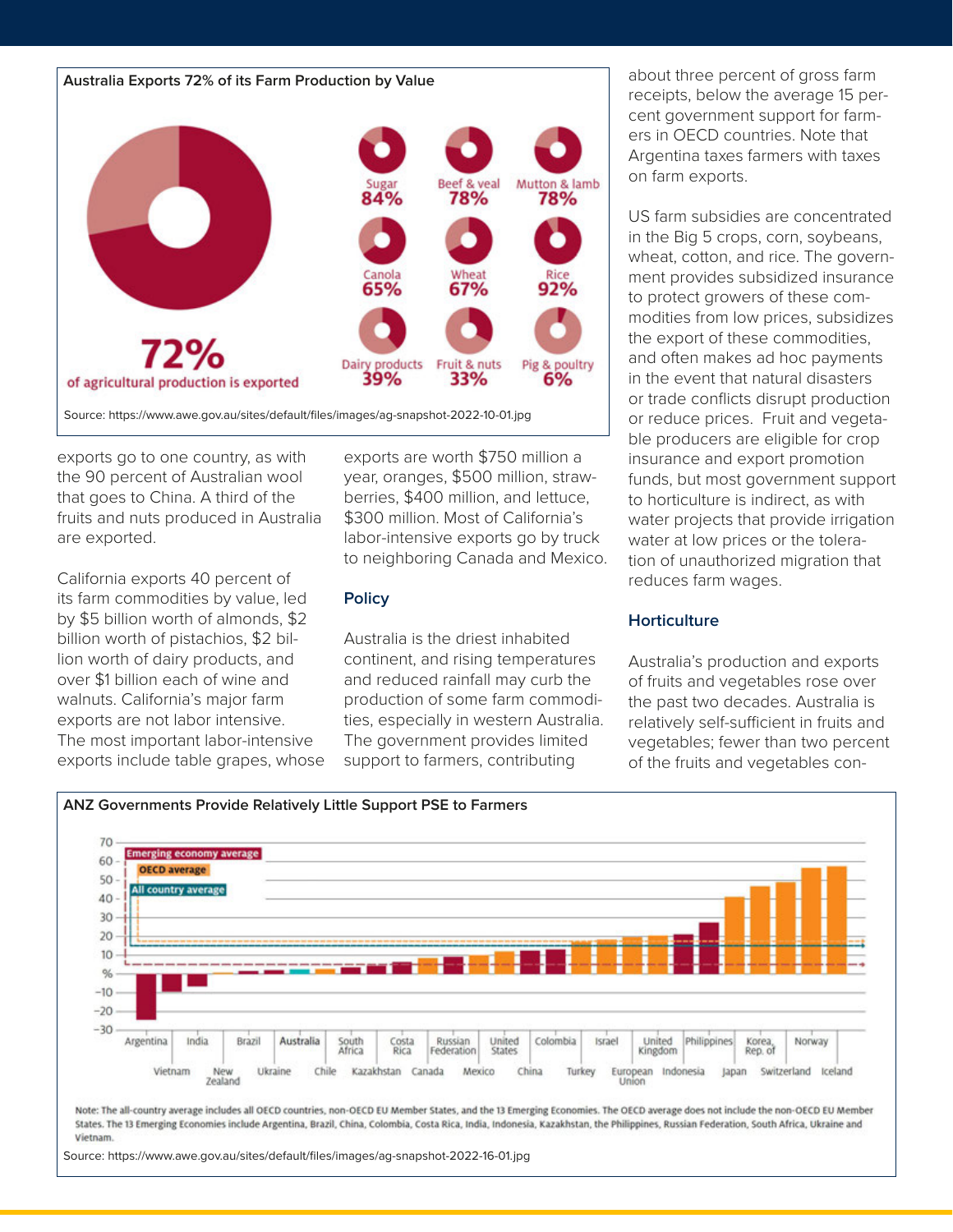**Australia Exports 72% of its Farm Production by Value**

72% of agricultural production is exported

| Commodity | Share exported |
|---|---|
| Sugar | 84% |
| Beef & veal | 78% |
| Mutton & lamb | 78% |
| Canola | 65% |
| Wheat | 67% |
| Rice | 92% |
| Dairy products | 39% |
| Fruit & nuts | 33% |
| Pig & poultry | 6% |

Source: https://www.awe.gov.au/sites/default/files/images/ag-snapshot-2022-10-01.jpg

exports go to one country, as with the 90 percent of Australian wool that goes to China. A third of the fruits and nuts produced in Australia are exported.

California exports 40 percent of its farm commodities by value, led by $5 billion worth of almonds, $2 billion worth of pistachios, $2 billion worth of dairy products, and over $1 billion each of wine and walnuts. California's major farm exports are not labor intensive. The most important labor-intensive exports include table grapes, whose exports are worth $750 million a year, oranges, $500 million, strawberries, $400 million, and lettuce, $300 million. Most of California's labor-intensive exports go by truck to neighboring Canada and Mexico.

## Policy

Australia is the driest inhabited continent, and rising temperatures and reduced rainfall may curb the production of some farm commodities, especially in western Australia. The government provides limited support to farmers, contributing about three percent of gross farm receipts, below the average 15 percent government support for farmers in OECD countries. Note that Argentina taxes farmers with taxes on farm exports.

US farm subsidies are concentrated in the Big 5 crops, corn, soybeans, wheat, cotton, and rice. The government provides subsidized insurance to protect growers of these commodities from low prices, subsidizes the export of these commodities, and often makes ad hoc payments in the event that natural disasters or trade conflicts disrupt production or reduce prices. Fruit and vegetable producers are eligible for crop insurance and export promotion funds, but most government support to horticulture is indirect, as with water projects that provide irrigation water at low prices or the toleration of unauthorized migration that reduces farm wages.

## Horticulture

Australia's production and exports of fruits and vegetables rose over the past two decades. Australia is relatively self-sufficient in fruits and vegetables; fewer than two percent of the fruits and vegetables con-

**ANZ Governments Provide Relatively Little Support PSE to Farmers**

Chart legend: Emerging economy average; OECD average; All country average. Countries shown (left to right): Argentina, Vietnam, India, New Zealand, Brazil, Ukraine, Australia, Chile, South Africa, Kazakhstan, Costa Rica, Canada, Russian Federation, Mexico, United States, China, Colombia, Turkey, Israel, European Union, United Kingdom, Indonesia, Philippines, Japan, Korea, Rep. of, Switzerland, Norway, Iceland.

Note: The all-country average includes all OECD countries, non-OECD EU Member States, and the 13 Emerging Economies. The OECD average does not include the non-OECD EU Member States. The 13 Emerging Economies include Argentina, Brazil, China, Colombia, Costa Rica, India, Indonesia, Kazakhstan, the Philippines, Russian Federation, South Africa, Ukraine and Vietnam.

Source: https://www.awe.gov.au/sites/default/files/images/ag-snapshot-2022-16-01.jpg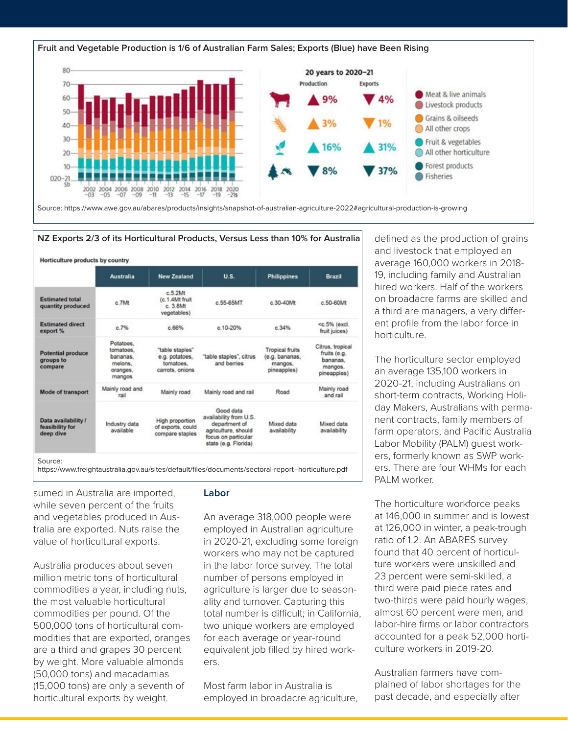**Fruit and Vegetable Production is 1/6 of Australian Farm Sales; Exports (Blue) have Been Rising**

20 years to 2020–21

| | Production | Exports |
|---|---|---|
| Meat & live animals / Livestock products | ▲ 9% | ▼ 4% |
| Grains & oilseeds / All other crops | ▲ 3% | ▼ 1% |
| Fruit & vegetables / All other horticulture | ▲ 16% | ▲ 31% |
| Forest products / Fisheries | ▼ 8% | ▼ 37% |

Source: https://www.awe.gov.au/abares/products/insights/snapshot-of-australian-agriculture-2022#agricultural-production-is-growing

**NZ Exports 2/3 of its Horticultural Products, Versus Less than 10% for Australia**

Horticulture products by country

| | Australia | New Zealand | U.S. | Philippines | Brazil |
|---|---|---|---|---|---|
| Estimated total quantity produced | c.7Mt | c.5.2Mt (c.1.4Mt fruit c. 3.8Mt vegetables) | c.55-65MT | c.30-40Mt | c.50-60Mt |
| Estimated direct export % | c.7% | c.66% | c.10-20% | c.34% | <c.5% (excl. fruit juices) |
| Potential produce groups to compare | Potatoes, tomatoes, bananas, melons, oranges, mangos | "table staples" e.g. potatoes, tomatoes, carrots, onions | "table staples", citrus and berries | Tropical fruits (e.g. bananas, mangos, pineapples) | Citrus, tropical fruits (e.g. bananas, mangos, pineapples) |
| Mode of transport | Mainly road and rail | Mainly road | Mainly road and rail | Road | Mainly road and rail |
| Data availability / feasibility for deep dive | Industry data available | High proportion of exports, could compare staples | Good data availability from U.S. department of agriculture, should focus on particular state (e.g. Florida) | Mixed data availability | Mixed data availability |

Source: https://www.freightaustralia.gov.au/sites/default/files/documents/sectoral-report--horticulture.pdf

sumed in Australia are imported, while seven percent of the fruits and vegetables produced in Australia are exported. Nuts raise the value of horticultural exports.

Australia produces about seven million metric tons of horticultural commodities a year, including nuts, the most valuable horticultural commodities per pound. Of the 500,000 tons of horticultural commodities that are exported, oranges are a third and grapes 30 percent by weight. More valuable almonds (50,000 tons) and macadamias (15,000 tons) are only a seventh of horticultural exports by weight.

## Labor

An average 318,000 people were employed in Australian agriculture in 2020-21, excluding some foreign workers who may not be captured in the labor force survey. The total number of persons employed in agriculture is larger due to seasonality and turnover. Capturing this total number is difficult; in California, two unique workers are employed for each average or year-round equivalent job filled by hired workers.

Most farm labor in Australia is employed in broadacre agriculture, defined as the production of grains and livestock that employed an average 160,000 workers in 2018-19, including family and Australian hired workers. Half of the workers on broadacre farms are skilled and a third are managers, a very different profile from the labor force in horticulture.

The horticulture sector employed an average 135,100 workers in 2020-21, including Australians on short-term contracts, Working Holiday Makers, Australians with permanent contracts, family members of farm operators, and Pacific Australia Labor Mobility (PALM) guest workers, formerly known as SWP workers. There are four WHMs for each PALM worker.

The horticulture workforce peaks at 146,000 in summer and is lowest at 126,000 in winter, a peak-trough ratio of 1.2. An ABARES survey found that 40 percent of horticulture workers were unskilled and 23 percent were semi-skilled, a third were paid piece rates and two-thirds were paid hourly wages, almost 60 percent were men, and labor-hire firms or labor contractors accounted for a peak 52,000 horticulture workers in 2019-20.

Australian farmers have complained of labor shortages for the past decade, and especially after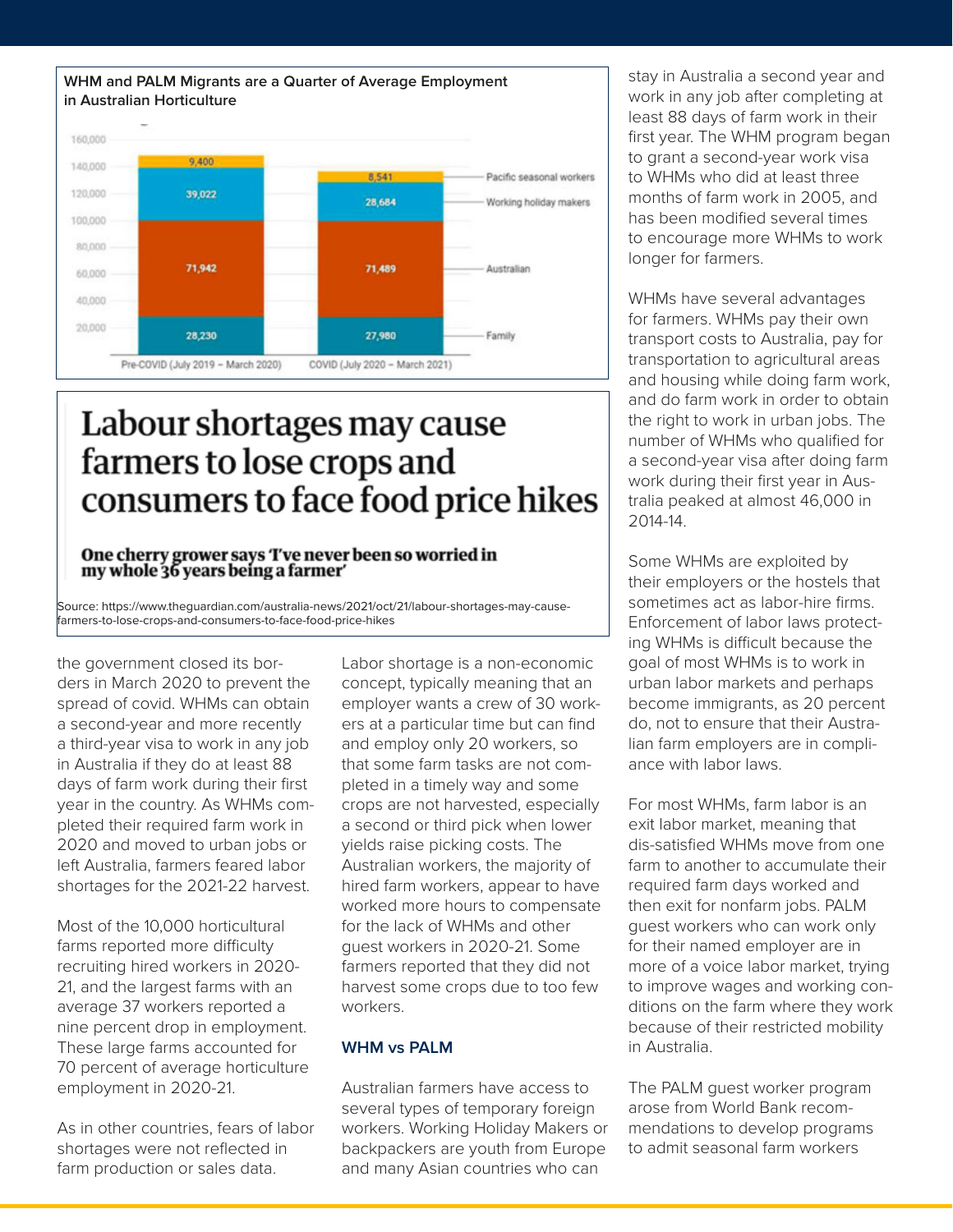**WHM and PALM Migrants are a Quarter of Average Employment in Australian Horticulture**

| | Pre-COVID (July 2019 – March 2020) | COVID (July 2020 – March 2021) |
|---|---|---|
| Pacific seasonal workers | 9,400 | 8,541 |
| Working holiday makers | 39,022 | 28,684 |
| Australian | 71,942 | 71,489 |
| Family | 28,230 | 27,980 |

# Labour shortages may cause farmers to lose crops and consumers to face food price hikes

**One cherry grower says 'I've never been so worried in my whole 36 years being a farmer'**

Source: https://www.theguardian.com/australia-news/2021/oct/21/labour-shortages-may-cause-farmers-to-lose-crops-and-consumers-to-face-food-price-hikes

the government closed its borders in March 2020 to prevent the spread of covid. WHMs can obtain a second-year and more recently a third-year visa to work in any job in Australia if they do at least 88 days of farm work during their first year in the country. As WHMs completed their required farm work in 2020 and moved to urban jobs or left Australia, farmers feared labor shortages for the 2021-22 harvest.

Most of the 10,000 horticultural farms reported more difficulty recruiting hired workers in 2020-21, and the largest farms with an average 37 workers reported a nine percent drop in employment. These large farms accounted for 70 percent of average horticulture employment in 2020-21.

As in other countries, fears of labor shortages were not reflected in farm production or sales data.

Labor shortage is a non-economic concept, typically meaning that an employer wants a crew of 30 workers at a particular time but can find and employ only 20 workers, so that some farm tasks are not completed in a timely way and some crops are not harvested, especially a second or third pick when lower yields raise picking costs. The Australian workers, the majority of hired farm workers, appear to have worked more hours to compensate for the lack of WHMs and other guest workers in 2020-21. Some farmers reported that they did not harvest some crops due to too few workers.

## WHM vs PALM

Australian farmers have access to several types of temporary foreign workers. Working Holiday Makers or backpackers are youth from Europe and many Asian countries who can stay in Australia a second year and work in any job after completing at least 88 days of farm work in their first year. The WHM program began to grant a second-year work visa to WHMs who did at least three months of farm work in 2005, and has been modified several times to encourage more WHMs to work longer for farmers.

WHMs have several advantages for farmers. WHMs pay their own transport costs to Australia, pay for transportation to agricultural areas and housing while doing farm work, and do farm work in order to obtain the right to work in urban jobs. The number of WHMs who qualified for a second-year visa after doing farm work during their first year in Australia peaked at almost 46,000 in 2014-14.

Some WHMs are exploited by their employers or the hostels that sometimes act as labor-hire firms. Enforcement of labor laws protecting WHMs is difficult because the goal of most WHMs is to work in urban labor markets and perhaps become immigrants, as 20 percent do, not to ensure that their Australian farm employers are in compliance with labor laws.

For most WHMs, farm labor is an exit labor market, meaning that dis-satisfied WHMs move from one farm to another to accumulate their required farm days worked and then exit for nonfarm jobs. PALM guest workers who can work only for their named employer are in more of a voice labor market, trying to improve wages and working conditions on the farm where they work because of their restricted mobility in Australia.

The PALM guest worker program arose from World Bank recommendations to develop programs to admit seasonal farm workers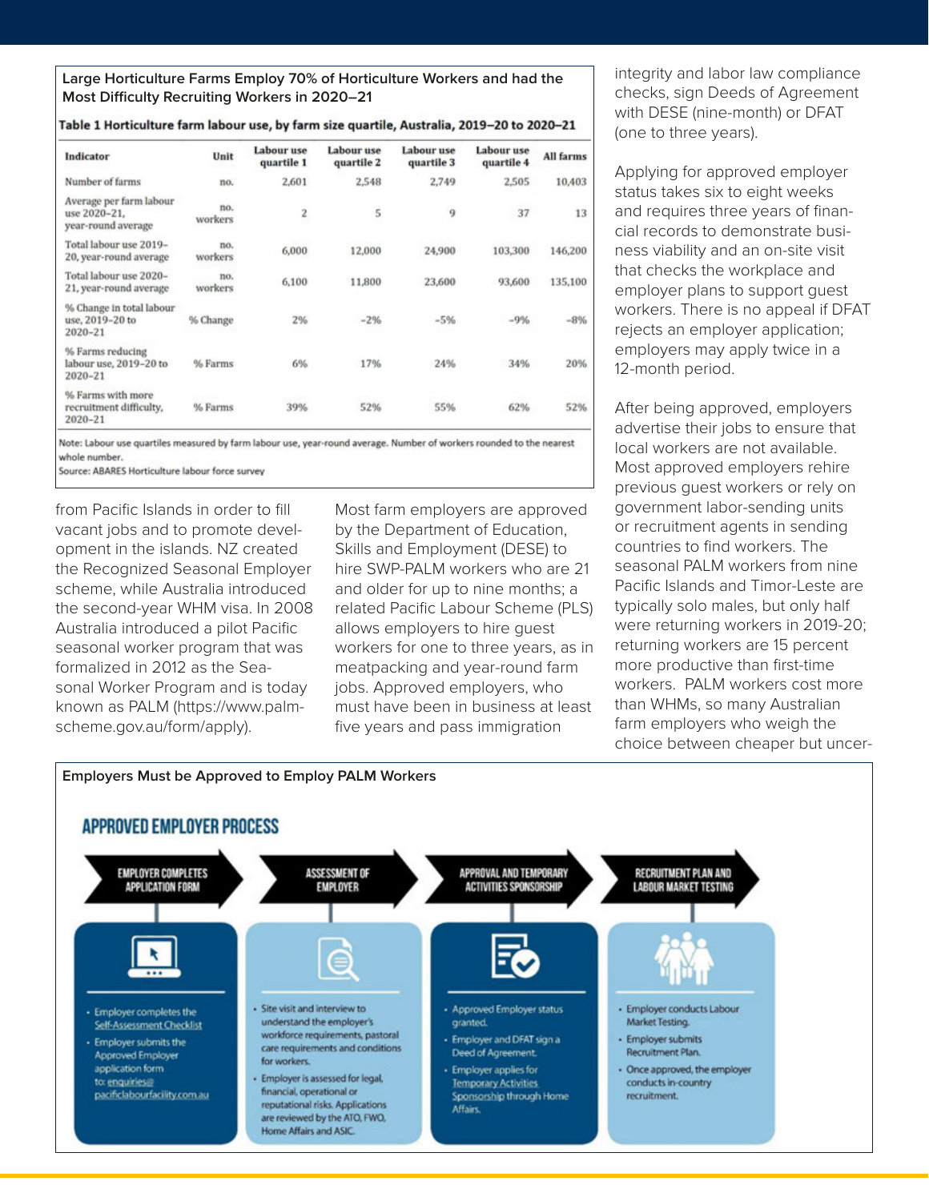**Large Horticulture Farms Employ 70% of Horticulture Workers and had the Most Difficulty Recruiting Workers in 2020–21**

**Table 1 Horticulture farm labour use, by farm size quartile, Australia, 2019–20 to 2020–21**

| Indicator | Unit | Labour use quartile 1 | Labour use quartile 2 | Labour use quartile 3 | Labour use quartile 4 | All farms |
|---|---|---|---|---|---|---|
| Number of farms | no. | 2,601 | 2,548 | 2,749 | 2,505 | 10,403 |
| Average per farm labour use 2020–21, year-round average | no. workers | 2 | 5 | 9 | 37 | 13 |
| Total labour use 2019–20, year-round average | no. workers | 6,000 | 12,000 | 24,900 | 103,300 | 146,200 |
| Total labour use 2020–21, year-round average | no. workers | 6,100 | 11,800 | 23,600 | 93,600 | 135,100 |
| % Change in total labour use, 2019–20 to 2020–21 | % Change | 2% | -2% | -5% | -9% | -8% |
| % Farms reducing labour use, 2019–20 to 2020–21 | % Farms | 6% | 17% | 24% | 34% | 20% |
| % Farms with more recruitment difficulty, 2020–21 | % Farms | 39% | 52% | 55% | 62% | 52% |

Note: Labour use quartiles measured by farm labour use, year-round average. Number of workers rounded to the nearest whole number.
Source: ABARES Horticulture labour force survey

from Pacific Islands in order to fill vacant jobs and to promote development in the islands. NZ created the Recognized Seasonal Employer scheme, while Australia introduced the second-year WHM visa. In 2008 Australia introduced a pilot Pacific seasonal worker program that was formalized in 2012 as the Seasonal Worker Program and is today known as PALM (https://www.palmscheme.gov.au/form/apply).

Most farm employers are approved by the Department of Education, Skills and Employment (DESE) to hire SWP-PALM workers who are 21 and older for up to nine months; a related Pacific Labour Scheme (PLS) allows employers to hire guest workers for one to three years, as in meatpacking and year-round farm jobs. Approved employers, who must have been in business at least five years and pass immigration integrity and labor law compliance checks, sign Deeds of Agreement with DESE (nine-month) or DFAT (one to three years).

Applying for approved employer status takes six to eight weeks and requires three years of financial records to demonstrate business viability and an on-site visit that checks the workplace and employer plans to support guest workers. There is no appeal if DFAT rejects an employer application; employers may apply twice in a 12-month period.

After being approved, employers advertise their jobs to ensure that local workers are not available. Most approved employers rehire previous guest workers or rely on government labor-sending units or recruitment agents in sending countries to find workers. The seasonal PALM workers from nine Pacific Islands and Timor-Leste are typically solo males, but only half were returning workers in 2019-20; returning workers are 15 percent more productive than first-time workers. PALM workers cost more than WHMs, so many Australian farm employers who weigh the choice between cheaper but uncer-

**Employers Must be Approved to Employ PALM Workers**

**APPROVED EMPLOYER PROCESS**

**EMPLOYER COMPLETES APPLICATION FORM**
- Employer completes the Self-Assessment Checklist
- Employer submits the Approved Employer application form to: enquiries@pacificlabourfacility.com.au

**ASSESSMENT OF EMPLOYER**
- Site visit and interview to understand the employer's workforce requirements, pastoral care requirements and conditions for workers.
- Employer is assessed for legal, financial, operational or reputational risks. Applications are reviewed by the ATO, FWO, Home Affairs and ASIC.

**APPROVAL AND TEMPORARY ACTIVITIES SPONSORSHIP**
- Approved Employer status granted.
- Employer and DFAT sign a Deed of Agreement.
- Employer applies for Temporary Activities Sponsorship through Home Affairs.

**RECRUITMENT PLAN AND LABOUR MARKET TESTING**
- Employer conducts Labour Market Testing.
- Employer submits Recruitment Plan.
- Once approved, the employer conducts in-country recruitment.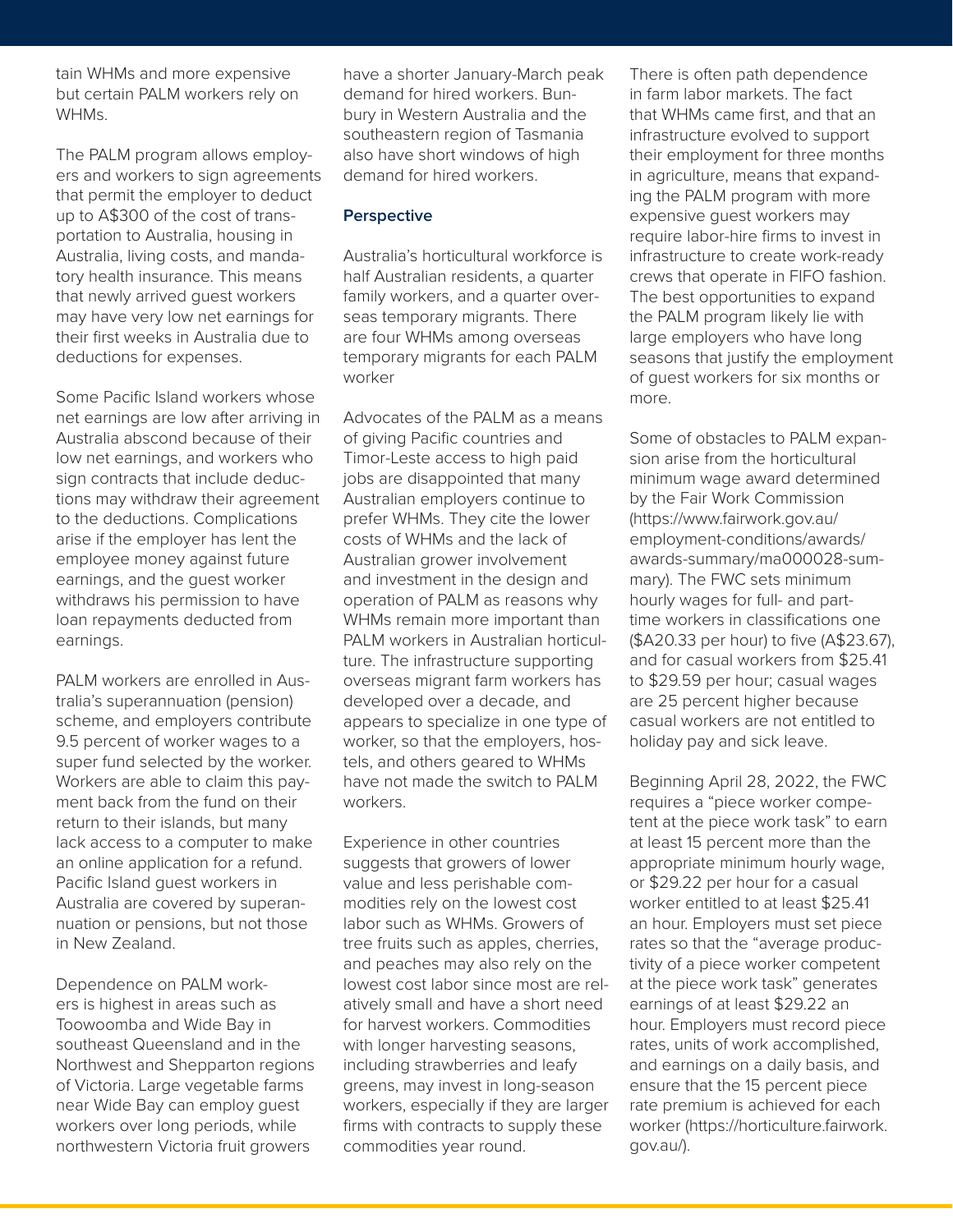tain WHMs and more expensive but certain PALM workers rely on WHMs.

The PALM program allows employers and workers to sign agreements that permit the employer to deduct up to A$300 of the cost of transportation to Australia, housing in Australia, living costs, and mandatory health insurance. This means that newly arrived guest workers may have very low net earnings for their first weeks in Australia due to deductions for expenses.

Some Pacific Island workers whose net earnings are low after arriving in Australia abscond because of their low net earnings, and workers who sign contracts that include deductions may withdraw their agreement to the deductions. Complications arise if the employer has lent the employee money against future earnings, and the guest worker withdraws his permission to have loan repayments deducted from earnings.

PALM workers are enrolled in Australia's superannuation (pension) scheme, and employers contribute 9.5 percent of worker wages to a super fund selected by the worker. Workers are able to claim this payment back from the fund on their return to their islands, but many lack access to a computer to make an online application for a refund. Pacific Island guest workers in Australia are covered by superannuation or pensions, but not those in New Zealand.

Dependence on PALM workers is highest in areas such as Toowoomba and Wide Bay in southeast Queensland and in the Northwest and Shepparton regions of Victoria. Large vegetable farms near Wide Bay can employ guest workers over long periods, while northwestern Victoria fruit growers have a shorter January-March peak demand for hired workers. Bunbury in Western Australia and the southeastern region of Tasmania also have short windows of high demand for hired workers.

**Perspective**

Australia's horticultural workforce is half Australian residents, a quarter family workers, and a quarter overseas temporary migrants. There are four WHMs among overseas temporary migrants for each PALM worker

Advocates of the PALM as a means of giving Pacific countries and Timor-Leste access to high paid jobs are disappointed that many Australian employers continue to prefer WHMs. They cite the lower costs of WHMs and the lack of Australian grower involvement and investment in the design and operation of PALM as reasons why WHMs remain more important than PALM workers in Australian horticulture. The infrastructure supporting overseas migrant farm workers has developed over a decade, and appears to specialize in one type of worker, so that the employers, hostels, and others geared to WHMs have not made the switch to PALM workers.

Experience in other countries suggests that growers of lower value and less perishable commodities rely on the lowest cost labor such as WHMs. Growers of tree fruits such as apples, cherries, and peaches may also rely on the lowest cost labor since most are relatively small and have a short need for harvest workers. Commodities with longer harvesting seasons, including strawberries and leafy greens, may invest in long-season workers, especially if they are larger firms with contracts to supply these commodities year round.

There is often path dependence in farm labor markets. The fact that WHMs came first, and that an infrastructure evolved to support their employment for three months in agriculture, means that expanding the PALM program with more expensive guest workers may require labor-hire firms to invest in infrastructure to create work-ready crews that operate in FIFO fashion. The best opportunities to expand the PALM program likely lie with large employers who have long seasons that justify the employment of guest workers for six months or more.

Some of obstacles to PALM expansion arise from the horticultural minimum wage award determined by the Fair Work Commission (https://www.fairwork.gov.au/employment-conditions/awards/awards-summary/ma000028-summary). The FWC sets minimum hourly wages for full- and part-time workers in classifications one ($A20.33 per hour) to five (A$23.67), and for casual workers from $25.41 to $29.59 per hour; casual wages are 25 percent higher because casual workers are not entitled to holiday pay and sick leave.

Beginning April 28, 2022, the FWC requires a "piece worker competent at the piece work task" to earn at least 15 percent more than the appropriate minimum hourly wage, or $29.22 per hour for a casual worker entitled to at least $25.41 an hour. Employers must set piece rates so that the "average productivity of a piece worker competent at the piece work task" generates earnings of at least $29.22 an hour. Employers must record piece rates, units of work accomplished, and earnings on a daily basis, and ensure that the 15 percent piece rate premium is achieved for each worker (https://horticulture.fairwork.gov.au/).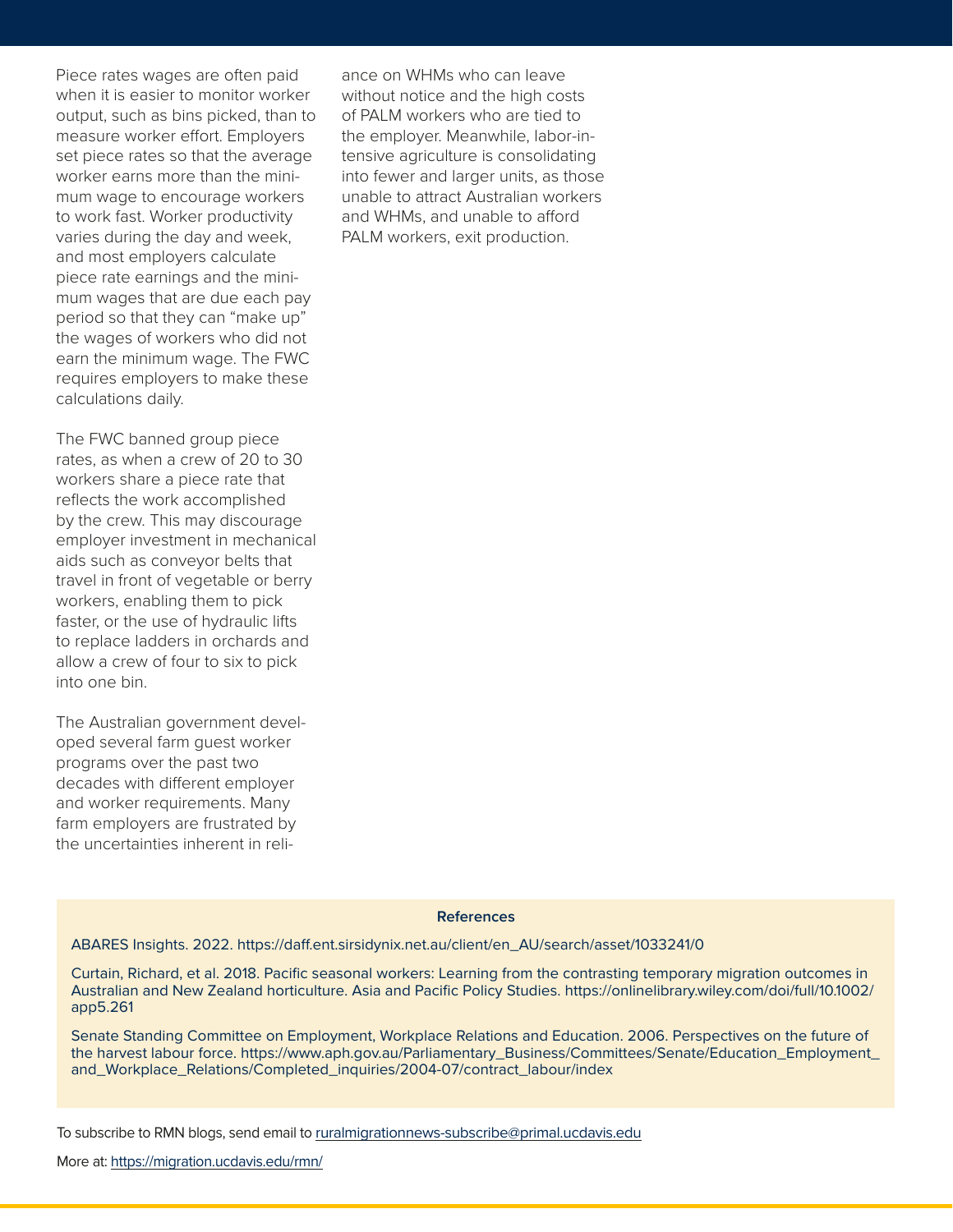Piece rates wages are often paid when it is easier to monitor worker output, such as bins picked, than to measure worker effort. Employers set piece rates so that the average worker earns more than the minimum wage to encourage workers to work fast. Worker productivity varies during the day and week, and most employers calculate piece rate earnings and the minimum wages that are due each pay period so that they can "make up" the wages of workers who did not earn the minimum wage. The FWC requires employers to make these calculations daily.

The FWC banned group piece rates, as when a crew of 20 to 30 workers share a piece rate that reflects the work accomplished by the crew. This may discourage employer investment in mechanical aids such as conveyor belts that travel in front of vegetable or berry workers, enabling them to pick faster, or the use of hydraulic lifts to replace ladders in orchards and allow a crew of four to six to pick into one bin.

The Australian government developed several farm guest worker programs over the past two decades with different employer and worker requirements. Many farm employers are frustrated by the uncertainties inherent in reliance on WHMs who can leave without notice and the high costs of PALM workers who are tied to the employer. Meanwhile, labor-intensive agriculture is consolidating into fewer and larger units, as those unable to attract Australian workers and WHMs, and unable to afford PALM workers, exit production.

**References**

ABARES Insights. 2022. https://daff.ent.sirsidynix.net.au/client/en_AU/search/asset/1033241/0

Curtain, Richard, et al. 2018. Pacific seasonal workers: Learning from the contrasting temporary migration outcomes in Australian and New Zealand horticulture. Asia and Pacific Policy Studies. https://onlinelibrary.wiley.com/doi/full/10.1002/app5.261

Senate Standing Committee on Employment, Workplace Relations and Education. 2006. Perspectives on the future of the harvest labour force. https://www.aph.gov.au/Parliamentary_Business/Committees/Senate/Education_Employment_and_Workplace_Relations/Completed_inquiries/2004-07/contract_labour/index

To subscribe to RMN blogs, send email to ruralmigrationnews-subscribe@primal.ucdavis.edu

More at: https://migration.ucdavis.edu/rmn/